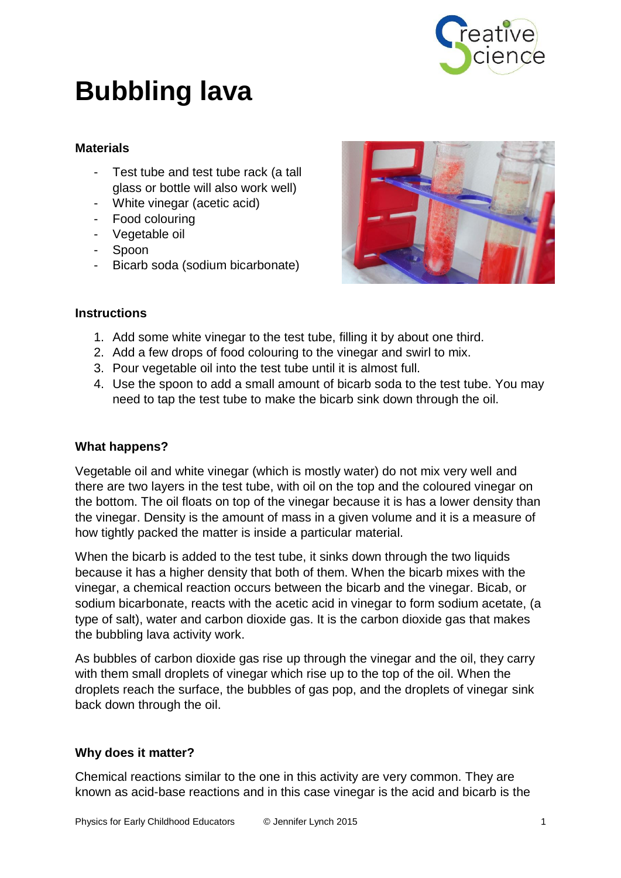# Bubbling lava

**Materials**

- Test tube and test tube rack (a tall glass or bottle will also work well)
- White vinegar (acetic acid)
- Food colouring
- Vegetable oil
- Spoon
- Bicarb soda (sodium bicarbonate)

**Instructions**

1. Add some white vinegar to the test tube, filling it by about one third.
2. Add a few drops of food colouring to the vinegar and swirl to mix.
3. Pour vegetable oil into the test tube until it is almost full.
4. Use the spoon to add a small amount of bicarb soda to the test tube. You may need to tap the test tube to make the bicarb sink down through the oil.

**What happens?**

Vegetable oil and white vinegar (which is mostly water) do not mix very well and there are two layers in the test tube, with oil on the top and the coloured vinegar on the bottom. The oil floats on top of the vinegar because it is has a lower density than the vinegar. Density is the amount of mass in a given volume and it is a measure of how tightly packed the matter is inside a particular material.

When the bicarb is added to the test tube, it sinks down through the two liquids because it has a higher density that both of them. When the bicarb mixes with the vinegar, a chemical reaction occurs between the bicarb and the vinegar. Bicab, or sodium bicarbonate, reacts with the acetic acid in vinegar to form sodium acetate, (a type of salt), water and carbon dioxide gas. It is the carbon dioxide gas that makes the bubbling lava activity work.

As bubbles of carbon dioxide gas rise up through the vinegar and the oil, they carry with them small droplets of vinegar which rise up to the top of the oil. When the droplets reach the surface, the bubbles of gas pop, and the droplets of vinegar sink back down through the oil.

**Why does it matter?**

Chemical reactions similar to the one in this activity are very common. They are known as acid-base reactions and in this case vinegar is the acid and bicarb is the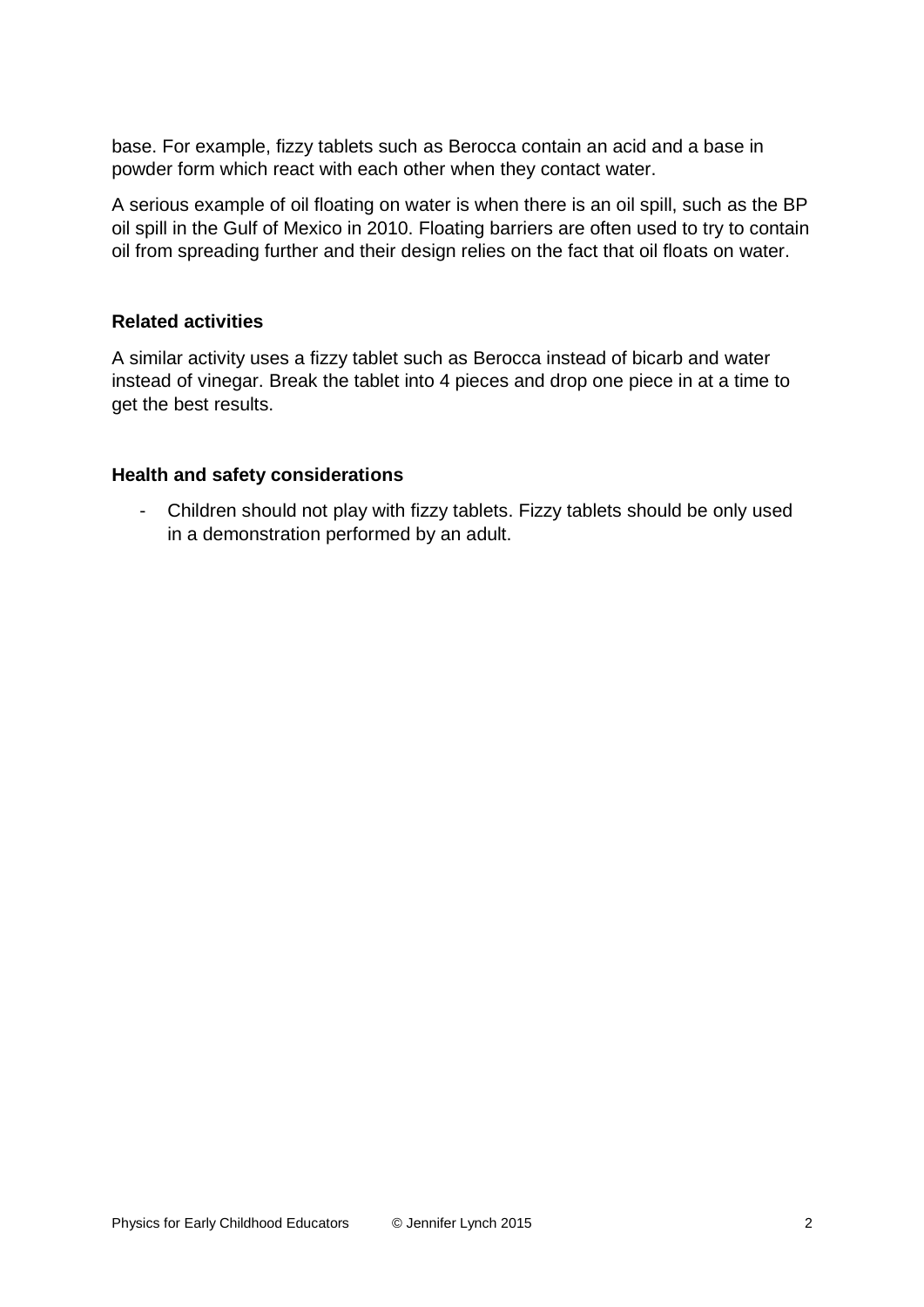base. For example, fizzy tablets such as Berocca contain an acid and a base in powder form which react with each other when they contact water.

A serious example of oil floating on water is when there is an oil spill, such as the BP oil spill in the Gulf of Mexico in 2010. Floating barriers are often used to try to contain oil from spreading further and their design relies on the fact that oil floats on water.

### Related activities

A similar activity uses a fizzy tablet such as Berocca instead of bicarb and water instead of vinegar. Break the tablet into 4 pieces and drop one piece in at a time to get the best results.

### Health and safety considerations

- Children should not play with fizzy tablets. Fizzy tablets should be only used in a demonstration performed by an adult.